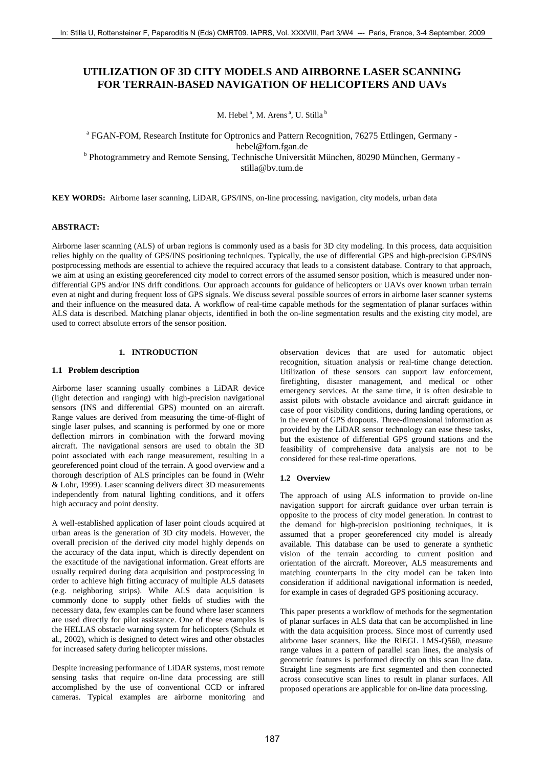# UTILIZATION OF 3D CITY MODELS AND AIRBORNE LASER SCANNING FOR TERRAIN-BASED NAVIGATION OF HELICOPTERS AND UAVs

M. Hebel [a], M. Arens [a], U. Stilla [b]

[a] FGAN-FOM, Research Institute for Optronics and Pattern Recognition, 76275 Ettlingen, Germany - hebel@fom.fgan.de

[b] Photogrammetry and Remote Sensing, Technische Universität München, 80290 München, Germany - stilla@bv.tum.de

**KEY WORDS:** Airborne laser scanning, LiDAR, GPS/INS, on-line processing, navigation, city models, urban data

**ABSTRACT:**

Airborne laser scanning (ALS) of urban regions is commonly used as a basis for 3D city modeling. In this process, data acquisition relies highly on the quality of GPS/INS positioning techniques. Typically, the use of differential GPS and high-precision GPS/INS postprocessing methods are essential to achieve the required accuracy that leads to a consistent database. Contrary to that approach, we aim at using an existing georeferenced city model to correct errors of the assumed sensor position, which is measured under non-differential GPS and/or INS drift conditions. Our approach accounts for guidance of helicopters or UAVs over known urban terrain even at night and during frequent loss of GPS signals. We discuss several possible sources of errors in airborne laser scanner systems and their influence on the measured data. A workflow of real-time capable methods for the segmentation of planar surfaces within ALS data is described. Matching planar objects, identified in both the on-line segmentation results and the existing city model, are used to correct absolute errors of the sensor position.

## 1. INTRODUCTION

### 1.1 Problem description

Airborne laser scanning usually combines a LiDAR device (light detection and ranging) with high-precision navigational sensors (INS and differential GPS) mounted on an aircraft. Range values are derived from measuring the time-of-flight of single laser pulses, and scanning is performed by one or more deflection mirrors in combination with the forward moving aircraft. The navigational sensors are used to obtain the 3D point associated with each range measurement, resulting in a georeferenced point cloud of the terrain. A good overview and a thorough description of ALS principles can be found in (Wehr & Lohr, 1999). Laser scanning delivers direct 3D measurements independently from natural lighting conditions, and it offers high accuracy and point density.

A well-established application of laser point clouds acquired at urban areas is the generation of 3D city models. However, the overall precision of the derived city model highly depends on the accuracy of the data input, which is directly dependent on the exactitude of the navigational information. Great efforts are usually required during data acquisition and postprocessing in order to achieve high fitting accuracy of multiple ALS datasets (e.g. neighboring strips). While ALS data acquisition is commonly done to supply other fields of studies with the necessary data, few examples can be found where laser scanners are used directly for pilot assistance. One of these examples is the HELLAS obstacle warning system for helicopters (Schulz et al., 2002), which is designed to detect wires and other obstacles for increased safety during helicopter missions.

Despite increasing performance of LiDAR systems, most remote sensing tasks that require on-line data processing are still accomplished by the use of conventional CCD or infrared cameras. Typical examples are airborne monitoring and observation devices that are used for automatic object recognition, situation analysis or real-time change detection. Utilization of these sensors can support law enforcement, firefighting, disaster management, and medical or other emergency services. At the same time, it is often desirable to assist pilots with obstacle avoidance and aircraft guidance in case of poor visibility conditions, during landing operations, or in the event of GPS dropouts. Three-dimensional information as provided by the LiDAR sensor technology can ease these tasks, but the existence of differential GPS ground stations and the feasibility of comprehensive data analysis are not to be considered for these real-time operations.

### 1.2 Overview

The approach of using ALS information to provide on-line navigation support for aircraft guidance over urban terrain is opposite to the process of city model generation. In contrast to the demand for high-precision positioning techniques, it is assumed that a proper georeferenced city model is already available. This database can be used to generate a synthetic vision of the terrain according to current position and orientation of the aircraft. Moreover, ALS measurements and matching counterparts in the city model can be taken into consideration if additional navigational information is needed, for example in cases of degraded GPS positioning accuracy.

This paper presents a workflow of methods for the segmentation of planar surfaces in ALS data that can be accomplished in line with the data acquisition process. Since most of currently used airborne laser scanners, like the RIEGL LMS-Q560, measure range values in a pattern of parallel scan lines, the analysis of geometric features is performed directly on this scan line data. Straight line segments are first segmented and then connected across consecutive scan lines to result in planar surfaces. All proposed operations are applicable for on-line data processing.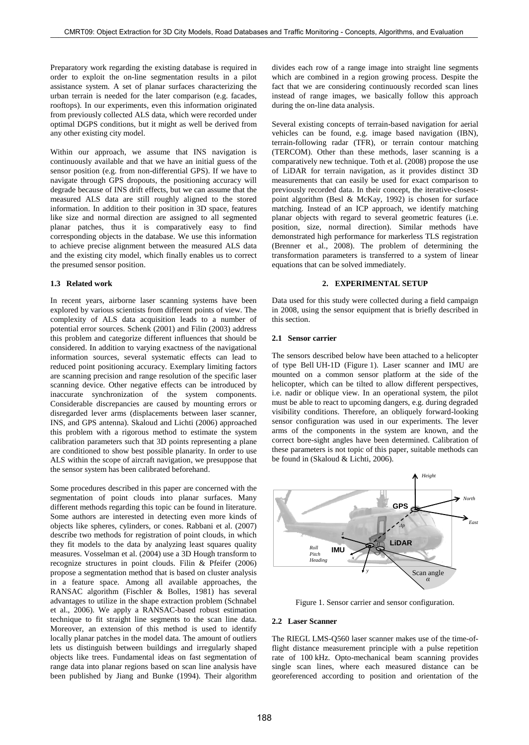Preparatory work regarding the existing database is required in order to exploit the on-line segmentation results in a pilot assistance system. A set of planar surfaces characterizing the urban terrain is needed for the later comparison (e.g. facades, rooftops). In our experiments, even this information originated from previously collected ALS data, which were recorded under optimal DGPS conditions, but it might as well be derived from any other existing city model.

Within our approach, we assume that INS navigation is continuously available and that we have an initial guess of the sensor position (e.g. from non-differential GPS). If we have to navigate through GPS dropouts, the positioning accuracy will degrade because of INS drift effects, but we can assume that the measured ALS data are still roughly aligned to the stored information. In addition to their position in 3D space, features like size and normal direction are assigned to all segmented planar patches, thus it is comparatively easy to find corresponding objects in the database. We use this information to achieve precise alignment between the measured ALS data and the existing city model, which finally enables us to correct the presumed sensor position.

### 1.3 Related work

In recent years, airborne laser scanning systems have been explored by various scientists from different points of view. The complexity of ALS data acquisition leads to a number of potential error sources. Schenk (2001) and Filin (2003) address this problem and categorize different influences that should be considered. In addition to varying exactness of the navigational information sources, several systematic effects can lead to reduced point positioning accuracy. Exemplary limiting factors are scanning precision and range resolution of the specific laser scanning device. Other negative effects can be introduced by inaccurate synchronization of the system components. Considerable discrepancies are caused by mounting errors or disregarded lever arms (displacements between laser scanner, INS, and GPS antenna). Skaloud and Lichti (2006) approached this problem with a rigorous method to estimate the system calibration parameters such that 3D points representing a plane are conditioned to show best possible planarity. In order to use ALS within the scope of aircraft navigation, we presuppose that the sensor system has been calibrated beforehand.

Some procedures described in this paper are concerned with the segmentation of point clouds into planar surfaces. Many different methods regarding this topic can be found in literature. Some authors are interested in detecting even more kinds of objects like spheres, cylinders, or cones. Rabbani et al. (2007) describe two methods for registration of point clouds, in which they fit models to the data by analyzing least squares quality measures. Vosselman et al. (2004) use a 3D Hough transform to recognize structures in point clouds. Filin & Pfeifer (2006) propose a segmentation method that is based on cluster analysis in a feature space. Among all available approaches, the RANSAC algorithm (Fischler & Bolles, 1981) has several advantages to utilize in the shape extraction problem (Schnabel et al., 2006). We apply a RANSAC-based robust estimation technique to fit straight line segments to the scan line data. Moreover, an extension of this method is used to identify locally planar patches in the model data. The amount of outliers lets us distinguish between buildings and irregularly shaped objects like trees. Fundamental ideas on fast segmentation of range data into planar regions based on scan line analysis have been published by Jiang and Bunke (1994). Their algorithm divides each row of a range image into straight line segments which are combined in a region growing process. Despite the fact that we are considering continuously recorded scan lines instead of range images, we basically follow this approach during the on-line data analysis.

Several existing concepts of terrain-based navigation for aerial vehicles can be found, e.g. image based navigation (IBN), terrain-following radar (TFR), or terrain contour matching (TERCOM). Other than these methods, laser scanning is a comparatively new technique. Toth et al. (2008) propose the use of LiDAR for terrain navigation, as it provides distinct 3D measurements that can easily be used for exact comparison to previously recorded data. In their concept, the iterative-closest-point algorithm (Besl & McKay, 1992) is chosen for surface matching. Instead of an ICP approach, we identify matching planar objects with regard to several geometric features (i.e. position, size, normal direction). Similar methods have demonstrated high performance for markerless TLS registration (Brenner et al., 2008). The problem of determining the transformation parameters is transferred to a system of linear equations that can be solved immediately.

## 2. EXPERIMENTAL SETUP

Data used for this study were collected during a field campaign in 2008, using the sensor equipment that is briefly described in this section.

### 2.1 Sensor carrier

The sensors described below have been attached to a helicopter of type Bell UH-1D (Figure 1). Laser scanner and IMU are mounted on a common sensor platform at the side of the helicopter, which can be tilted to allow different perspectives, i.e. nadir or oblique view. In an operational system, the pilot must be able to react to upcoming dangers, e.g. during degraded visibility conditions. Therefore, an obliquely forward-looking sensor configuration was used in our experiments. The lever arms of the components in the system are known, and the correct bore-sight angles have been determined. Calibration of these parameters is not topic of this paper, suitable methods can be found in (Skaloud & Lichti, 2006).

Figure 1. Sensor carrier and sensor configuration.

### 2.2 Laser Scanner

The RIEGL LMS-Q560 laser scanner makes use of the time-of-flight distance measurement principle with a pulse repetition rate of 100 kHz. Opto-mechanical beam scanning provides single scan lines, where each measured distance can be georeferenced according to position and orientation of the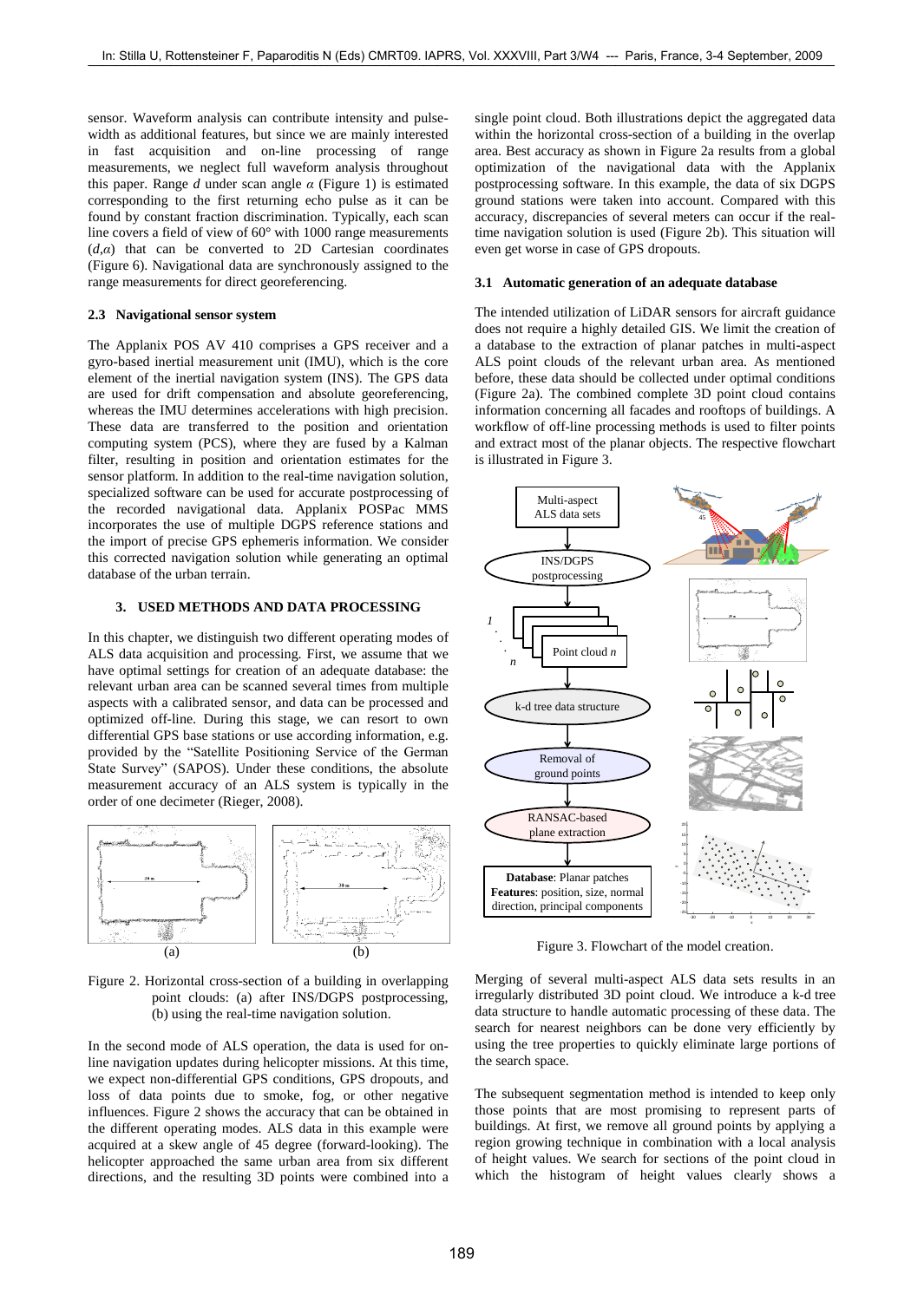sensor. Waveform analysis can contribute intensity and pulse-width as additional features, but since we are mainly interested in fast acquisition and on-line processing of range measurements, we neglect full waveform analysis throughout this paper. Range $d$ under scan angle $\alpha$ (Figure 1) is estimated corresponding to the first returning echo pulse as it can be found by constant fraction discrimination. Typically, each scan line covers a field of view of 60° with 1000 range measurements $(d,\alpha)$ that can be converted to 2D Cartesian coordinates (Figure 6). Navigational data are synchronously assigned to the range measurements for direct georeferencing.

### 2.3 Navigational sensor system

The Applanix POS AV 410 comprises a GPS receiver and a gyro-based inertial measurement unit (IMU), which is the core element of the inertial navigation system (INS). The GPS data are used for drift compensation and absolute georeferencing, whereas the IMU determines accelerations with high precision. These data are transferred to the position and orientation computing system (PCS), where they are fused by a Kalman filter, resulting in position and orientation estimates for the sensor platform. In addition to the real-time navigation solution, specialized software can be used for accurate postprocessing of the recorded navigational data. Applanix POSPac MMS incorporates the use of multiple DGPS reference stations and the import of precise GPS ephemeris information. We consider this corrected navigation solution while generating an optimal database of the urban terrain.

## 3. USED METHODS AND DATA PROCESSING

In this chapter, we distinguish two different operating modes of ALS data acquisition and processing. First, we assume that we have optimal settings for creation of an adequate database: the relevant urban area can be scanned several times from multiple aspects with a calibrated sensor, and data can be processed and optimized off-line. During this stage, we can resort to own differential GPS base stations or use according information, e.g. provided by the "Satellite Positioning Service of the German State Survey" (SAPOS). Under these conditions, the absolute measurement accuracy of an ALS system is typically in the order of one decimeter (Rieger, 2008).

Figure 2. Horizontal cross-section of a building in overlapping point clouds: (a) after INS/DGPS postprocessing, (b) using the real-time navigation solution.

In the second mode of ALS operation, the data is used for on-line navigation updates during helicopter missions. At this time, we expect non-differential GPS conditions, GPS dropouts, and loss of data points due to smoke, fog, or other negative influences. Figure 2 shows the accuracy that can be obtained in the different operating modes. ALS data in this example were acquired at a skew angle of 45 degree (forward-looking). The helicopter approached the same urban area from six different directions, and the resulting 3D points were combined into a single point cloud. Both illustrations depict the aggregated data within the horizontal cross-section of a building in the overlap area. Best accuracy as shown in Figure 2a results from a global optimization of the navigational data with the Applanix postprocessing software. In this example, the data of six DGPS ground stations were taken into account. Compared with this accuracy, discrepancies of several meters can occur if the real-time navigation solution is used (Figure 2b). This situation will even get worse in case of GPS dropouts.

### 3.1 Automatic generation of an adequate database

The intended utilization of LiDAR sensors for aircraft guidance does not require a highly detailed GIS. We limit the creation of a database to the extraction of planar patches in multi-aspect ALS point clouds of the relevant urban area. As mentioned before, these data should be collected under optimal conditions (Figure 2a). The combined complete 3D point cloud contains information concerning all facades and rooftops of buildings. A workflow of off-line processing methods is used to filter points and extract most of the planar objects. The respective flowchart is illustrated in Figure 3.

Figure 3. Flowchart of the model creation.

Merging of several multi-aspect ALS data sets results in an irregularly distributed 3D point cloud. We introduce a k-d tree data structure to handle automatic processing of these data. The search for nearest neighbors can be done very efficiently by using the tree properties to quickly eliminate large portions of the search space.

The subsequent segmentation method is intended to keep only those points that are most promising to represent parts of buildings. At first, we remove all ground points by applying a region growing technique in combination with a local analysis of height values. We search for sections of the point cloud in which the histogram of height values clearly shows a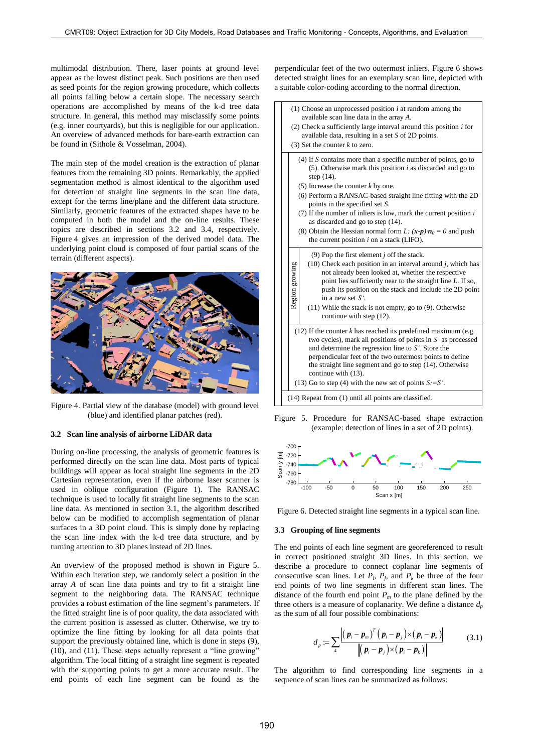multimodal distribution. There, laser points at ground level appear as the lowest distinct peak. Such positions are then used as seed points for the region growing procedure, which collects all points falling below a certain slope. The necessary search operations are accomplished by means of the k-d tree data structure. In general, this method may misclassify some points (e.g. inner courtyards), but this is negligible for our application. An overview of advanced methods for bare-earth extraction can be found in (Sithole & Vosselman, 2004).

The main step of the model creation is the extraction of planar features from the remaining 3D points. Remarkably, the applied segmentation method is almost identical to the algorithm used for detection of straight line segments in the scan line data, except for the terms line/plane and the different data structure. Similarly, geometric features of the extracted shapes have to be computed in both the model and the on-line results. These topics are described in sections 3.2 and 3.4, respectively. Figure 4 gives an impression of the derived model data. The underlying point cloud is composed of four partial scans of the terrain (different aspects).

Figure 4. Partial view of the database (model) with ground level (blue) and identified planar patches (red).

### 3.2 Scan line analysis of airborne LiDAR data

During on-line processing, the analysis of geometric features is performed directly on the scan line data. Most parts of typical buildings will appear as local straight line segments in the 2D Cartesian representation, even if the airborne laser scanner is used in oblique configuration (Figure 1). The RANSAC technique is used to locally fit straight line segments to the scan line data. As mentioned in section 3.1, the algorithm described below can be modified to accomplish segmentation of planar surfaces in a 3D point cloud. This is simply done by replacing the scan line index with the k-d tree data structure, and by turning attention to 3D planes instead of 2D lines.

An overview of the proposed method is shown in Figure 5. Within each iteration step, we randomly select a position in the array *A* of scan line data points and try to fit a straight line segment to the neighboring data. The RANSAC technique provides a robust estimation of the line segment's parameters. If the fitted straight line is of poor quality, the data associated with the current position is assessed as clutter. Otherwise, we try to optimize the line fitting by looking for all data points that support the previously obtained line, which is done in steps (9), (10), and (11). These steps actually represent a "line growing" algorithm. The local fitting of a straight line segment is repeated with the supporting points to get a more accurate result. The end points of each line segment can be found as the perpendicular feet of the two outermost inliers. Figure 6 shows detected straight lines for an exemplary scan line, depicted with a suitable color-coding according to the normal direction.

(1) Choose an unprocessed position *i* at random among the available scan line data in the array *A*.
(2) Check a sufficiently large interval around this position *i* for available data, resulting in a set *S* of 2D points.
(3) Set the counter *k* to zero.

(4) If *S* contains more than a specific number of points, go to (5). Otherwise mark this position *i* as discarded and go to step (14).
(5) Increase the counter *k* by one.
(6) Perform a RANSAC-based straight line fitting with the 2D points in the specified set *S*.
(7) If the number of inliers is low, mark the current position *i* as discarded and go to step (14).
(8) Obtain the Hessian normal form $L: (\boldsymbol{x}-\boldsymbol{p})\cdot\boldsymbol{n}_0 = 0$ and push the current position *i* on a stack (LIFO).

Region growing:
(9) Pop the first element *j* off the stack.
(10) Check each position in an interval around *j*, which has not already been looked at, whether the respective point lies sufficiently near to the straight line *L*. If so, push its position on the stack and include the 2D point in a new set *S'*.
(11) While the stack is not empty, go to (9). Otherwise continue with step (12).

(12) If the counter *k* has reached its predefined maximum (e.g. two cycles), mark all positions of points in *S'* as processed and determine the regression line to *S'*. Store the perpendicular feet of the two outermost points to define the straight line segment and go to step (14). Otherwise continue with (13).
(13) Go to step (4) with the new set of points *S*:=*S'*.

(14) Repeat from (1) until all points are classified.

Figure 5. Procedure for RANSAC-based shape extraction (example: detection of lines in a set of 2D points).

Figure 6. Detected straight line segments in a typical scan line.

### 3.3 Grouping of line segments

The end points of each line segment are georeferenced to result in correct positioned straight 3D lines. In this section, we describe a procedure to connect coplanar line segments of consecutive scan lines. Let $P_i$, $P_j$, and $P_k$ be three of the four end points of two line segments in different scan lines. The distance of the fourth end point $P_m$ to the plane defined by the three others is a measure of coplanarity. We define a distance $d_p$ as the sum of all four possible combinations:

$$d_p := \sum_4 \frac{\left|\left(\boldsymbol{p}_i - \boldsymbol{p}_m\right)^T \left(\boldsymbol{p}_i - \boldsymbol{p}_j\right) \times \left(\boldsymbol{p}_i - \boldsymbol{p}_k\right)\right|}{\left\|\left(\boldsymbol{p}_i - \boldsymbol{p}_j\right) \times \left(\boldsymbol{p}_i - \boldsymbol{p}_k\right)\right\|} \tag{3.1}$$

The algorithm to find corresponding line segments in a sequence of scan lines can be summarized as follows: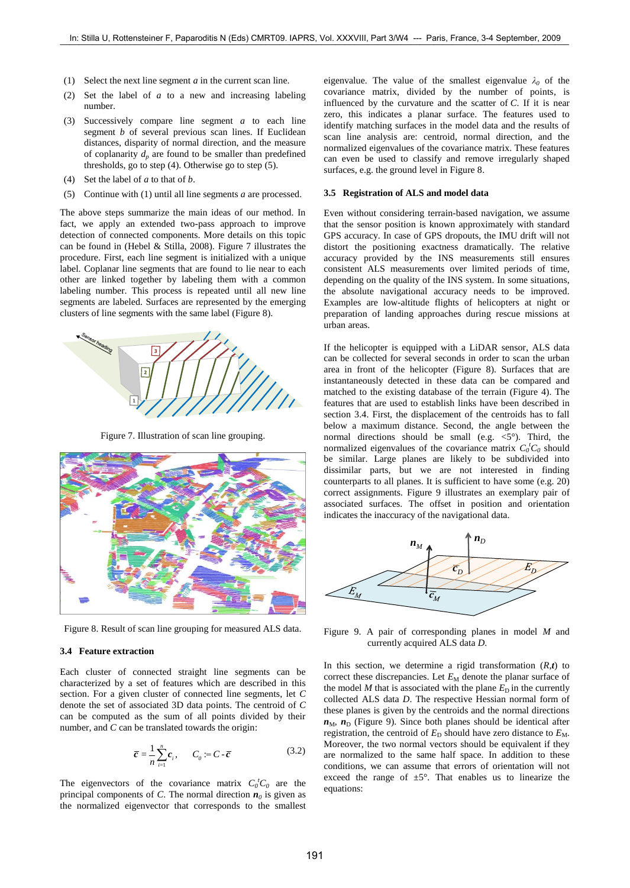(1) Select the next line segment $a$ in the current scan line.

(2) Set the label of $a$ to a new and increasing labeling number.

(3) Successively compare line segment $a$ to each line segment $b$ of several previous scan lines. If Euclidean distances, disparity of normal direction, and the measure of coplanarity $d_p$ are found to be smaller than predefined thresholds, go to step (4). Otherwise go to step (5).

(4) Set the label of $a$ to that of $b$.

(5) Continue with (1) until all line segments $a$ are processed.

The above steps summarize the main ideas of our method. In fact, we apply an extended two-pass approach to improve detection of connected components. More details on this topic can be found in (Hebel & Stilla, 2008). Figure 7 illustrates the procedure. First, each line segment is initialized with a unique label. Coplanar line segments that are found to lie near to each other are linked together by labeling them with a common labeling number. This process is repeated until all new line segments are labeled. Surfaces are represented by the emerging clusters of line segments with the same label (Figure 8).

Figure 7. Illustration of scan line grouping.

Figure 8. Result of scan line grouping for measured ALS data.

### 3.4 Feature extraction

Each cluster of connected straight line segments can be characterized by a set of features which are described in this section. For a given cluster of connected line segments, let $C$ denote the set of associated 3D data points. The centroid of $C$ can be computed as the sum of all points divided by their number, and $C$ can be translated towards the origin:

$$\bar{\boldsymbol{c}} = \frac{1}{n}\sum_{i=1}^{n}\boldsymbol{c}_i, \qquad C_0 := C - \bar{\boldsymbol{c}} \tag{3.2}$$

The eigenvectors of the covariance matrix $C_0^t C_0$ are the principal components of $C$. The normal direction $\boldsymbol{n}_0$ is given as the normalized eigenvector that corresponds to the smallest eigenvalue. The value of the smallest eigenvalue $\lambda_0$ of the covariance matrix, divided by the number of points, is influenced by the curvature and the scatter of $C$. If it is near zero, this indicates a planar surface. The features used to identify matching surfaces in the model data and the results of scan line analysis are: centroid, normal direction, and the normalized eigenvalues of the covariance matrix. These features can even be used to classify and remove irregularly shaped surfaces, e.g. the ground level in Figure 8.

### 3.5 Registration of ALS and model data

Even without considering terrain-based navigation, we assume that the sensor position is known approximately with standard GPS accuracy. In case of GPS dropouts, the IMU drift will not distort the positioning exactness dramatically. The relative accuracy provided by the INS measurements still ensures consistent ALS measurements over limited periods of time, depending on the quality of the INS system. In some situations, the absolute navigational accuracy needs to be improved. Examples are low-altitude flights of helicopters at night or preparation of landing approaches during rescue missions at urban areas.

If the helicopter is equipped with a LiDAR sensor, ALS data can be collected for several seconds in order to scan the urban area in front of the helicopter (Figure 8). Surfaces that are instantaneously detected in these data can be compared and matched to the existing database of the terrain (Figure 4). The features that are used to establish links have been described in section 3.4. First, the displacement of the centroids has to fall below a maximum distance. Second, the angle between the normal directions should be small (e.g. <5°). Third, the normalized eigenvalues of the covariance matrix $C_0^t C_0$ should be similar. Large planes are likely to be subdivided into dissimilar parts, but we are not interested in finding counterparts to all planes. It is sufficient to have some (e.g. 20) correct assignments. Figure 9 illustrates an exemplary pair of associated surfaces. The offset in position and orientation indicates the inaccuracy of the navigational data.

Figure 9. A pair of corresponding planes in model $M$ and currently acquired ALS data $D$.

In this section, we determine a rigid transformation $(R,\boldsymbol{t})$ to correct these discrepancies. Let $E_M$ denote the planar surface of the model $M$ that is associated with the plane $E_D$ in the currently collected ALS data $D$. The respective Hessian normal form of these planes is given by the centroids and the normal directions $\boldsymbol{n}_M$, $\boldsymbol{n}_D$ (Figure 9). Since both planes should be identical after registration, the centroid of $E_D$ should have zero distance to $E_M$. Moreover, the two normal vectors should be equivalent if they are normalized to the same half space. In addition to these conditions, we can assume that errors of orientation will not exceed the range of ±5°. That enables us to linearize the equations: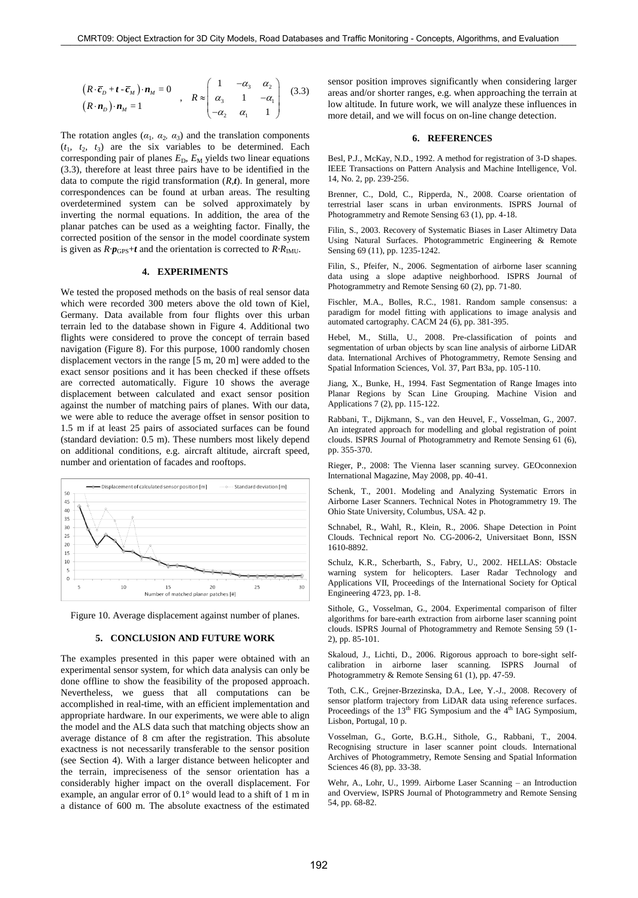$$\begin{aligned}&\left(R\cdot\bar{\boldsymbol{c}}_D+\boldsymbol{t}-\bar{\boldsymbol{c}}_M\right)\cdot\boldsymbol{n}_M=0\\&\left(R\cdot\boldsymbol{n}_D\right)\cdot\boldsymbol{n}_M=1\end{aligned}\quad,\quad R\approx\begin{pmatrix}1&-\alpha_3&\alpha_2\\\alpha_3&1&-\alpha_1\\-\alpha_2&\alpha_1&1\end{pmatrix}\qquad(3.3)$$

The rotation angles ($\alpha_1, \alpha_2, \alpha_3$) and the translation components ($t_1, t_2, t_3$) are the six variables to be determined. Each corresponding pair of planes $E_D$, $E_M$ yields two linear equations (3.3), therefore at least three pairs have to be identified in the data to compute the rigid transformation ($R$,$\boldsymbol{t}$). In general, more correspondences can be found at urban areas. The resulting overdetermined system can be solved approximately by inverting the normal equations. In addition, the area of the planar patches can be used as a weighting factor. Finally, the corrected position of the sensor in the model coordinate system is given as $R\cdot\boldsymbol{p}_{GPS}+\boldsymbol{t}$ and the orientation is corrected to $R\cdot R_{IMU}$.

## 4. EXPERIMENTS

We tested the proposed methods on the basis of real sensor data which were recorded 300 meters above the old town of Kiel, Germany. Data available from four flights over this urban terrain led to the database shown in Figure 4. Additional two flights were considered to prove the concept of terrain based navigation (Figure 8). For this purpose, 1000 randomly chosen displacement vectors in the range [5 m, 20 m] were added to the exact sensor positions and it has been checked if these offsets are corrected automatically. Figure 10 shows the average displacement between calculated and exact sensor position against the number of matching pairs of planes. With our data, we were able to reduce the average offset in sensor position to 1.5 m if at least 25 pairs of associated surfaces can be found (standard deviation: 0.5 m). These numbers most likely depend on additional conditions, e.g. aircraft altitude, aircraft speed, number and orientation of facades and rooftops.

Displacement of calculated sensor position [m]
Standard deviation [m]
50
45
40
35
30
25
20
15
10
5
0
5
10
15
20
25
30
Number of matched planar patches [#]

Figure 10. Average displacement against number of planes.

## 5. CONCLUSION AND FUTURE WORK

The examples presented in this paper were obtained with an experimental sensor system, for which data analysis can only be done offline to show the feasibility of the proposed approach. Nevertheless, we guess that all computations can be accomplished in real-time, with an efficient implementation and appropriate hardware. In our experiments, we were able to align the model and the ALS data such that matching objects show an average distance of 8 cm after the registration. This absolute exactness is not necessarily transferable to the sensor position (see Section 4). With a larger distance between helicopter and the terrain, impreciseness of the sensor orientation has a considerably higher impact on the overall displacement. For example, an angular error of 0.1° would lead to a shift of 1 m in a distance of 600 m. The absolute exactness of the estimated sensor position improves significantly when considering larger areas and/or shorter ranges, e.g. when approaching the terrain at low altitude. In future work, we will analyze these influences in more detail, and we will focus on on-line change detection.

## 6. REFERENCES

Besl, P.J., McKay, N.D., 1992. A method for registration of 3-D shapes. IEEE Transactions on Pattern Analysis and Machine Intelligence, Vol. 14, No. 2, pp. 239-256.

Brenner, C., Dold, C., Ripperda, N., 2008. Coarse orientation of terrestrial laser scans in urban environments. ISPRS Journal of Photogrammetry and Remote Sensing 63 (1), pp. 4-18.

Filin, S., 2003. Recovery of Systematic Biases in Laser Altimetry Data Using Natural Surfaces. Photogrammetric Engineering & Remote Sensing 69 (11), pp. 1235-1242.

Filin, S., Pfeifer, N., 2006. Segmentation of airborne laser scanning data using a slope adaptive neighborhood. ISPRS Journal of Photogrammetry and Remote Sensing 60 (2), pp. 71-80.

Fischler, M.A., Bolles, R.C., 1981. Random sample consensus: a paradigm for model fitting with applications to image analysis and automated cartography. CACM 24 (6), pp. 381-395.

Hebel, M., Stilla, U., 2008. Pre-classification of points and segmentation of urban objects by scan line analysis of airborne LiDAR data. International Archives of Photogrammetry, Remote Sensing and Spatial Information Sciences, Vol. 37, Part B3a, pp. 105-110.

Jiang, X., Bunke, H., 1994. Fast Segmentation of Range Images into Planar Regions by Scan Line Grouping. Machine Vision and Applications 7 (2), pp. 115-122.

Rabbani, T., Dijkmann, S., van den Heuvel, F., Vosselman, G., 2007. An integrated approach for modelling and global registration of point clouds. ISPRS Journal of Photogrammetry and Remote Sensing 61 (6), pp. 355-370.

Rieger, P., 2008: The Vienna laser scanning survey. GEOconnexion International Magazine, May 2008, pp. 40-41.

Schenk, T., 2001. Modeling and Analyzing Systematic Errors in Airborne Laser Scanners. Technical Notes in Photogrammetry 19. The Ohio State University, Columbus, USA. 42 p.

Schnabel, R., Wahl, R., Klein, R., 2006. Shape Detection in Point Clouds. Technical report No. CG-2006-2, Universitaet Bonn, ISSN 1610-8892.

Schulz, K.R., Scherbarth, S., Fabry, U., 2002. HELLAS: Obstacle warning system for helicopters. Laser Radar Technology and Applications VII, Proceedings of the International Society for Optical Engineering 4723, pp. 1-8.

Sithole, G., Vosselman, G., 2004. Experimental comparison of filter algorithms for bare-earth extraction from airborne laser scanning point clouds. ISPRS Journal of Photogrammetry and Remote Sensing 59 (1-2), pp. 85-101.

Skaloud, J., Lichti, D., 2006. Rigorous approach to bore-sight self-calibration in airborne laser scanning. ISPRS Journal of Photogrammetry & Remote Sensing 61 (1), pp. 47-59.

Toth, C.K., Grejner-Brzezinska, D.A., Lee, Y.-J., 2008. Recovery of sensor platform trajectory from LiDAR data using reference surfaces. Proceedings of the 13th FIG Symposium and the 4th IAG Symposium, Lisbon, Portugal, 10 p.

Vosselman, G., Gorte, B.G.H., Sithole, G., Rabbani, T., 2004. Recognising structure in laser scanner point clouds. International Archives of Photogrammetry, Remote Sensing and Spatial Information Sciences 46 (8), pp. 33-38.

Wehr, A., Lohr, U., 1999. Airborne Laser Scanning – an Introduction and Overview, ISPRS Journal of Photogrammetry and Remote Sensing 54, pp. 68-82.